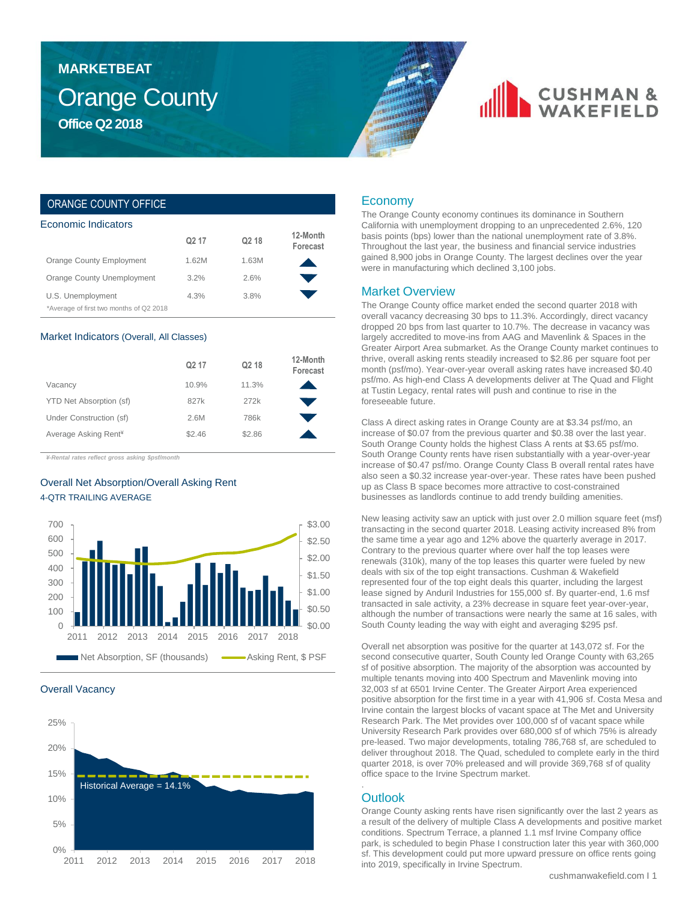# MARKETBEAT

# Orange County

## Office Q2 2018

## ORANGE COUNTY OFFICE

### Economic Indicators

| | Q2 17 | Q2 18 | 12-Month Forecast |
|---|---|---|---|
| Orange County Employment | 1.62M | 1.63M | ▲ |
| Orange County Unemployment | 3.2% | 2.6% | ▼ |
| U.S. Unemployment | 4.3% | 3.8% | ▼ |

*Average of first two months of Q2 2018

### Market Indicators (Overall, All Classes)

| | Q2 17 | Q2 18 | 12-Month Forecast |
|---|---|---|---|
| Vacancy | 10.9% | 11.3% | ▲ |
| YTD Net Absorption (sf) | 827k | 272k | ▼ |
| Under Construction (sf) | 2.6M | 786k | ▼ |
| Average Asking Rent¥ | $2.46 | $2.86 | ▲ |

*¥-Rental rates reflect gross asking $psf/month*

### Overall Net Absorption/Overall Asking Rent

4-QTR TRAILING AVERAGE

Net Absorption, SF (thousands) — Asking Rent, $ PSF

### Overall Vacancy

Historical Average = 14.1%

## Economy

The Orange County economy continues its dominance in Southern California with unemployment dropping to an unprecedented 2.6%, 120 basis points (bps) lower than the national unemployment rate of 3.8%. Throughout the last year, the business and financial service industries gained 8,900 jobs in Orange County. The largest declines over the year were in manufacturing which declined 3,100 jobs.

## Market Overview

The Orange County office market ended the second quarter 2018 with overall vacancy decreasing 30 bps to 11.3%. Accordingly, direct vacancy dropped 20 bps from last quarter to 10.7%. The decrease in vacancy was largely accredited to move-ins from AAG and Mavenlink & Spaces in the Greater Airport Area submarket. As the Orange County market continues to thrive, overall asking rents steadily increased to $2.86 per square foot per month (psf/mo). Year-over-year overall asking rates have increased $0.40 psf/mo. As high-end Class A developments deliver at The Quad and Flight at Tustin Legacy, rental rates will push and continue to rise in the foreseeable future.

Class A direct asking rates in Orange County are at $3.34 psf/mo, an increase of $0.07 from the previous quarter and $0.38 over the last year. South Orange County holds the highest Class A rents at $3.65 psf/mo. South Orange County rents have risen substantially with a year-over-year increase of $0.47 psf/mo. Orange County Class B overall rental rates have also seen a $0.32 increase year-over-year. These rates have been pushed up as Class B space becomes more attractive to cost-constrained businesses as landlords continue to add trendy building amenities.

New leasing activity saw an uptick with just over 2.0 million square feet (msf) transacting in the second quarter 2018. Leasing activity increased 8% from the same time a year ago and 12% above the quarterly average in 2017. Contrary to the previous quarter where over half the top leases were renewals (310k), many of the top leases this quarter were fueled by new deals with six of the top eight transactions. Cushman & Wakefield represented four of the top eight deals this quarter, including the largest lease signed by Anduril Industries for 155,000 sf. By quarter-end, 1.6 msf transacted in sale activity, a 23% decrease in square feet year-over-year, although the number of transactions were nearly the same at 16 sales, with South County leading the way with eight and averaging $295 psf.

Overall net absorption was positive for the quarter at 143,072 sf. For the second consecutive quarter, South County led Orange County with 63,265 sf of positive absorption. The majority of the absorption was accounted by multiple tenants moving into 400 Spectrum and Mavenlink moving into 32,003 sf at 6501 Irvine Center. The Greater Airport Area experienced positive absorption for the first time in a year with 41,906 sf. Costa Mesa and Irvine contain the largest blocks of vacant space at The Met and University Research Park. The Met provides over 100,000 sf of vacant space while University Research Park provides over 680,000 sf of which 75% is already pre-leased. Two major developments, totaling 786,768 sf, are scheduled to deliver throughout 2018. The Quad, scheduled to complete early in the third quarter 2018, is over 70% preleased and will provide 369,768 sf of quality office space to the Irvine Spectrum market.

## Outlook

Orange County asking rents have risen significantly over the last 2 years as a result of the delivery of multiple Class A developments and positive market conditions. Spectrum Terrace, a planned 1.1 msf Irvine Company office park, is scheduled to begin Phase I construction later this year with 360,000 sf. This development could put more upward pressure on office rents going into 2019, specifically in Irvine Spectrum.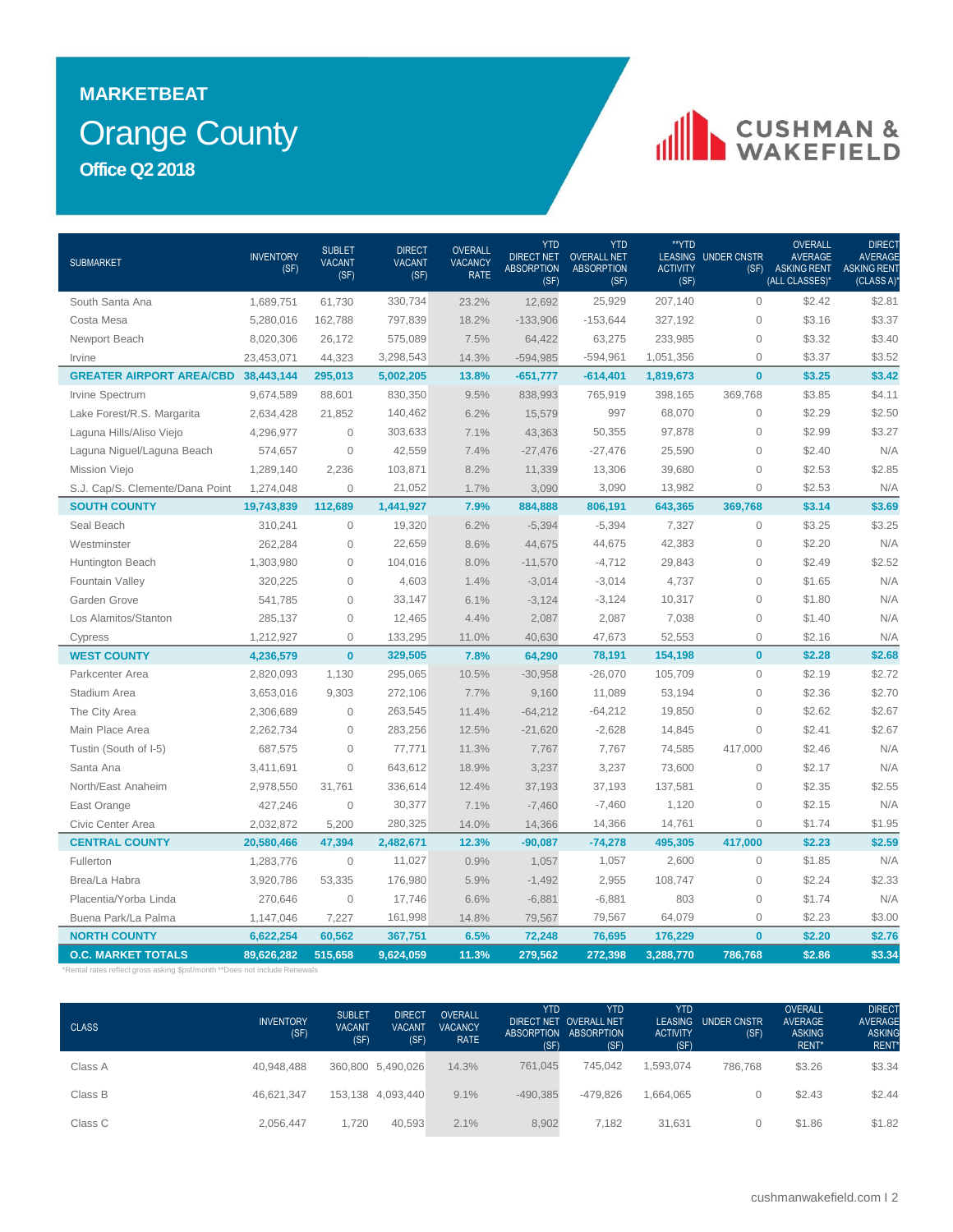# MARKETBEAT

# Orange County

## Office Q2 2018

| SUBMARKET | INVENTORY (SF) | SUBLET VACANT (SF) | DIRECT VACANT (SF) | OVERALL VACANCY RATE | YTD DIRECT NET ABSORPTION (SF) | YTD OVERALL NET ABSORPTION (SF) | **YTD LEASING ACTIVITY (SF) | UNDER CNSTR (SF) | OVERALL AVERAGE ASKING RENT (ALL CLASSES)* | DIRECT AVERAGE ASKING RENT (CLASS A)* |
|---|---|---|---|---|---|---|---|---|---|---|
| South Santa Ana | 1,689,751 | 61,730 | 330,734 | 23.2% | 12,692 | 25,929 | 207,140 | 0 | $2.42 | $2.81 |
| Costa Mesa | 5,280,016 | 162,788 | 797,839 | 18.2% | -133,906 | -153,644 | 327,192 | 0 | $3.16 | $3.37 |
| Newport Beach | 8,020,306 | 26,172 | 575,089 | 7.5% | 64,422 | 63,275 | 233,985 | 0 | $3.32 | $3.40 |
| Irvine | 23,453,071 | 44,323 | 3,298,543 | 14.3% | -594,985 | -594,961 | 1,051,356 | 0 | $3.37 | $3.52 |
| **GREATER AIRPORT AREA/CBD** | **38,443,144** | **295,013** | **5,002,205** | **13.8%** | **-651,777** | **-614,401** | **1,819,673** | **0** | **$3.25** | **$3.42** |
| Irvine Spectrum | 9,674,589 | 88,601 | 830,350 | 9.5% | 838,993 | 765,919 | 398,165 | 369,768 | $3.85 | $4.11 |
| Lake Forest/R.S. Margarita | 2,634,428 | 21,852 | 140,462 | 6.2% | 15,579 | 997 | 68,070 | 0 | $2.29 | $2.50 |
| Laguna Hills/Aliso Viejo | 4,296,977 | 0 | 303,633 | 7.1% | 43,363 | 50,355 | 97,878 | 0 | $2.99 | $3.27 |
| Laguna Niguel/Laguna Beach | 574,657 | 0 | 42,559 | 7.4% | -27,476 | -27,476 | 25,590 | 0 | $2.40 | N/A |
| Mission Viejo | 1,289,140 | 2,236 | 103,871 | 8.2% | 11,339 | 13,306 | 39,680 | 0 | $2.53 | $2.85 |
| S.J. Cap/S. Clemente/Dana Point | 1,274,048 | 0 | 21,052 | 1.7% | 3,090 | 3,090 | 13,982 | 0 | $2.53 | N/A |
| **SOUTH COUNTY** | **19,743,839** | **112,689** | **1,441,927** | **7.9%** | **884,888** | **806,191** | **643,365** | **369,768** | **$3.14** | **$3.69** |
| Seal Beach | 310,241 | 0 | 19,320 | 6.2% | -5,394 | -5,394 | 7,327 | 0 | $3.25 | $3.25 |
| Westminster | 262,284 | 0 | 22,659 | 8.6% | 44,675 | 44,675 | 42,383 | 0 | $2.20 | N/A |
| Huntington Beach | 1,303,980 | 0 | 104,016 | 8.0% | -11,570 | -4,712 | 29,843 | 0 | $2.49 | $2.52 |
| Fountain Valley | 320,225 | 0 | 4,603 | 1.4% | -3,014 | -3,014 | 4,737 | 0 | $1.65 | N/A |
| Garden Grove | 541,785 | 0 | 33,147 | 6.1% | -3,124 | -3,124 | 10,317 | 0 | $1.80 | N/A |
| Los Alamitos/Stanton | 285,137 | 0 | 12,465 | 4.4% | 2,087 | 2,087 | 7,038 | 0 | $1.40 | N/A |
| Cypress | 1,212,927 | 0 | 133,295 | 11.0% | 40,630 | 47,673 | 52,553 | 0 | $2.16 | N/A |
| **WEST COUNTY** | **4,236,579** | **0** | **329,505** | **7.8%** | **64,290** | **78,191** | **154,198** | **0** | **$2.28** | **$2.68** |
| Parkcenter Area | 2,820,093 | 1,130 | 295,065 | 10.5% | -30,958 | -26,070 | 105,709 | 0 | $2.19 | $2.72 |
| Stadium Area | 3,653,016 | 9,303 | 272,106 | 7.7% | 9,160 | 11,089 | 53,194 | 0 | $2.36 | $2.70 |
| The City Area | 2,306,689 | 0 | 263,545 | 11.4% | -64,212 | -64,212 | 19,850 | 0 | $2.62 | $2.67 |
| Main Place Area | 2,262,734 | 0 | 283,256 | 12.5% | -21,620 | -2,628 | 14,845 | 0 | $2.41 | $2.67 |
| Tustin (South of I-5) | 687,575 | 0 | 77,771 | 11.3% | 7,767 | 7,767 | 74,585 | 417,000 | $2.46 | N/A |
| Santa Ana | 3,411,691 | 0 | 643,612 | 18.9% | 3,237 | 3,237 | 73,600 | 0 | $2.17 | N/A |
| North/East Anaheim | 2,978,550 | 31,761 | 336,614 | 12.4% | 37,193 | 37,193 | 137,581 | 0 | $2.35 | $2.55 |
| East Orange | 427,246 | 0 | 30,377 | 7.1% | -7,460 | -7,460 | 1,120 | 0 | $2.15 | N/A |
| Civic Center Area | 2,032,872 | 5,200 | 280,325 | 14.0% | 14,366 | 14,366 | 14,761 | 0 | $1.74 | $1.95 |
| **CENTRAL COUNTY** | **20,580,466** | **47,394** | **2,482,671** | **12.3%** | **-90,087** | **-74,278** | **495,305** | **417,000** | **$2.23** | **$2.59** |
| Fullerton | 1,283,776 | 0 | 11,027 | 0.9% | 1,057 | 1,057 | 2,600 | 0 | $1.85 | N/A |
| Brea/La Habra | 3,920,786 | 53,335 | 176,980 | 5.9% | -1,492 | 2,955 | 108,747 | 0 | $2.24 | $2.33 |
| Placentia/Yorba Linda | 270,646 | 0 | 17,746 | 6.6% | -6,881 | -6,881 | 803 | 0 | $1.74 | N/A |
| Buena Park/La Palma | 1,147,046 | 7,227 | 161,998 | 14.8% | 79,567 | 79,567 | 64,079 | 0 | $2.23 | $3.00 |
| **NORTH COUNTY** | **6,622,254** | **60,562** | **367,751** | **6.5%** | **72,248** | **76,695** | **176,229** | **0** | **$2.20** | **$2.76** |
| **O.C. MARKET TOTALS** | **89,626,282** | **515,658** | **9,624,059** | **11.3%** | **279,562** | **272,398** | **3,288,770** | **786,768** | **$2.86** | **$3.34** |

*Rental rates reflect gross asking $psf/month **Does not include Renewals

| CLASS | INVENTORY (SF) | SUBLET VACANT (SF) | DIRECT VACANT (SF) | OVERALL VACANCY RATE | YTD DIRECT NET ABSORPTION (SF) | YTD OVERALL NET ABSORPTION (SF) | YTD LEASING ACTIVITY (SF) | UNDER CNSTR (SF) | OVERALL AVERAGE ASKING RENT* | DIRECT AVERAGE ASKING RENT* |
|---|---|---|---|---|---|---|---|---|---|---|
| Class A | 40,948,488 | 360,800 | 5,490,026 | 14.3% | 761,045 | 745,042 | 1,593,074 | 786,768 | $3.26 | $3.34 |
| Class B | 46,621,347 | 153,138 | 4,093,440 | 9.1% | -490,385 | -479,826 | 1,664,065 | 0 | $2.43 | $2.44 |
| Class C | 2,056,447 | 1,720 | 40,593 | 2.1% | 8,902 | 7,182 | 31,631 | 0 | $1.86 | $1.82 |

cushmanwakefield.com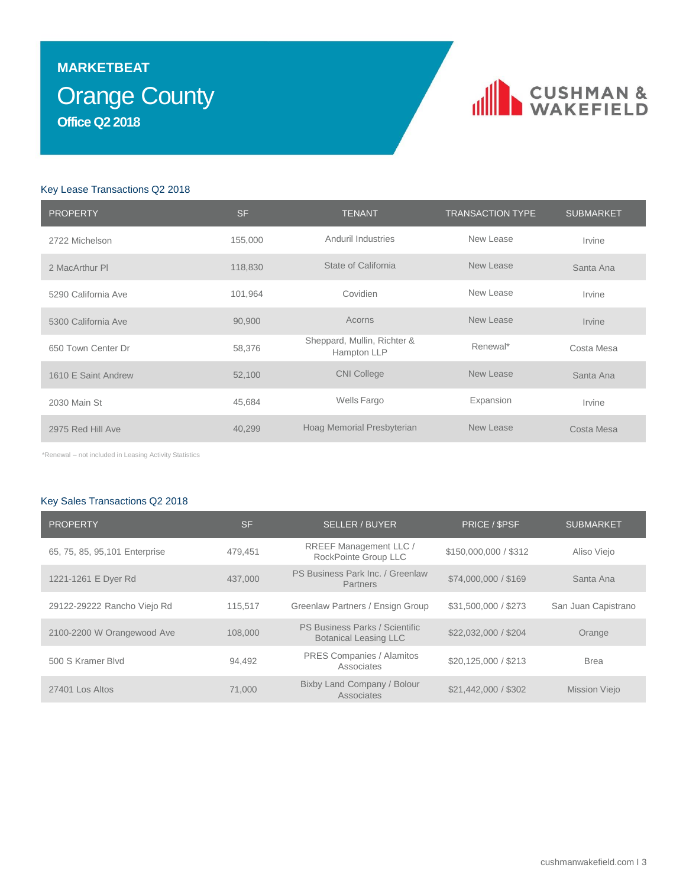**MARKETBEAT**

# Orange County

**Office Q2 2018**

CUSHMAN & WAKEFIELD

## Key Lease Transactions Q2 2018

| PROPERTY | SF | TENANT | TRANSACTION TYPE | SUBMARKET |
|---|---|---|---|---|
| 2722 Michelson | 155,000 | Anduril Industries | New Lease | Irvine |
| 2 MacArthur Pl | 118,830 | State of California | New Lease | Santa Ana |
| 5290 California Ave | 101,964 | Covidien | New Lease | Irvine |
| 5300 California Ave | 90,900 | Acorns | New Lease | Irvine |
| 650 Town Center Dr | 58,376 | Sheppard, Mullin, Richter & Hampton LLP | Renewal* | Costa Mesa |
| 1610 E Saint Andrew | 52,100 | CNI College | New Lease | Santa Ana |
| 2030 Main St | 45,684 | Wells Fargo | Expansion | Irvine |
| 2975 Red Hill Ave | 40,299 | Hoag Memorial Presbyterian | New Lease | Costa Mesa |

*Renewal – not included in Leasing Activity Statistics

## Key Sales Transactions Q2 2018

| PROPERTY | SF | SELLER / BUYER | PRICE / $PSF | SUBMARKET |
|---|---|---|---|---|
| 65, 75, 85, 95,101 Enterprise | 479,451 | RREEF Management LLC / RockPointe Group LLC | $150,000,000 / $312 | Aliso Viejo |
| 1221-1261 E Dyer Rd | 437,000 | PS Business Park Inc. / Greenlaw Partners | $74,000,000 / $169 | Santa Ana |
| 29122-29222 Rancho Viejo Rd | 115,517 | Greenlaw Partners / Ensign Group | $31,500,000 / $273 | San Juan Capistrano |
| 2100-2200 W Orangewood Ave | 108,000 | PS Business Parks / Scientific Botanical Leasing LLC | $22,032,000 / $204 | Orange |
| 500 S Kramer Blvd | 94,492 | PRES Companies / Alamitos Associates | $20,125,000 / $213 | Brea |
| 27401 Los Altos | 71,000 | Bixby Land Company / Bolour Associates | $21,442,000 / $302 | Mission Viejo |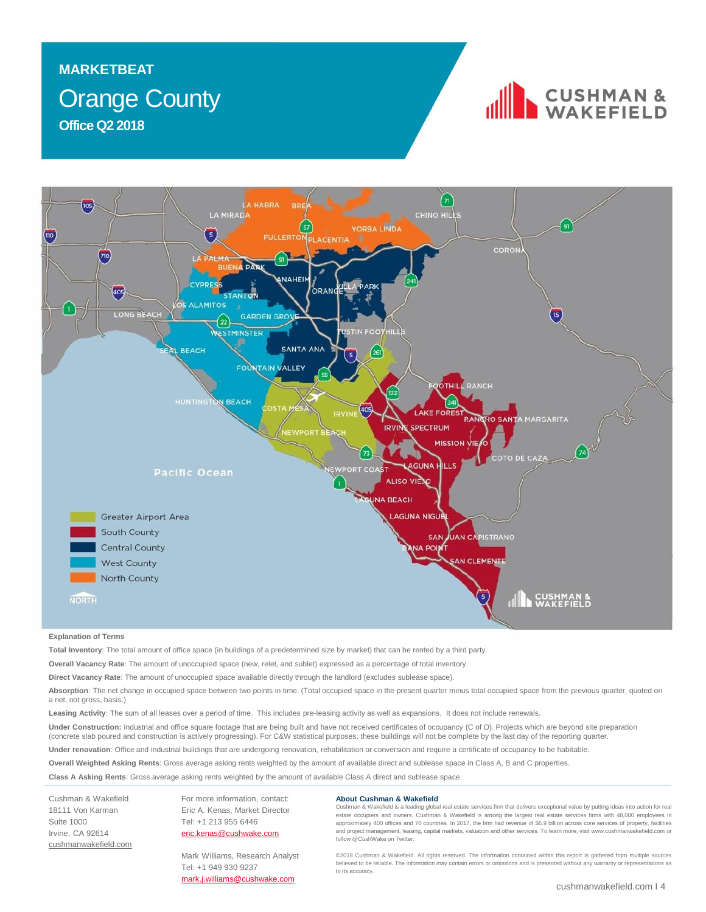**MARKETBEAT**

# Orange County

**Office Q2 2018**

CUSHMAN & WAKEFIELD

LA HABRA
BREA
LA MIRADA
YORBA LINDA
CHINO HILLS
FULLERTON
PLACENTIA
CORONA
LA PALMA
BUENA PARK
CYPRESS
ANAHEIM
ORANGE
VILLA PARK
STANTON
LOS ALAMITOS
LONG BEACH
GARDEN GROVE
WESTMINSTER
TUSTIN FOOTHILLS
SEAL BEACH
SANTA ANA
FOUNTAIN VALLEY
FOOTHILL RANCH
HUNTINGTON BEACH
COSTA MESA
IRVINE
LAKE FOREST
RANCHO SANTA MARGARITA
NEWPORT BEACH
IRVINE SPECTRUM
MISSION VIEJO
COTO DE CAZA
NEWPORT COAST
LAGUNA HILLS
ALISO VIEJO
LAGUNA BEACH
LAGUNA NIGUEL
SAN JUAN CAPISTRANO
DANA POINT
SAN CLEMENTE
Pacific Ocean

Greater Airport Area
South County
Central County
West County
North County

NORTH

**Explanation of Terms**

**Total Inventory**: The total amount of office space (in buildings of a predetermined size by market) that can be rented by a third party.

**Overall Vacancy Rate**: The amount of unoccupied space (new, relet, and sublet) expressed as a percentage of total inventory.

**Direct Vacancy Rate**: The amount of unoccupied space available directly through the landlord (excludes sublease space).

**Absorption**: The net change in occupied space between two points in time. (Total occupied space in the present quarter minus total occupied space from the previous quarter, quoted on a net, not gross, basis.)

**Leasing Activity**: The sum of all leases over a period of time. This includes pre-leasing activity as well as expansions. It does not include renewals.

**Under Construction:** Industrial and office square footage that are being built and have not received certificates of occupancy (C of O). Projects which are beyond site preparation (concrete slab poured and construction is actively progressing). For C&W statistical purposes, these buildings will not be complete by the last day of the reporting quarter.

**Under renovation**: Office and industrial buildings that are undergoing renovation, rehabilitation or conversion and require a certificate of occupancy to be habitable.

**Overall Weighted Asking Rents**: Gross average asking rents weighted by the amount of available direct and sublease space in Class A, B and C properties.

**Class A Asking Rents**: Gross average asking rents weighted by the amount of available Class A direct and sublease space.

Cushman & Wakefield
18111 Von Karman
Suite 1000
Irvine, CA 92614
cushmanwakefield.com

For more information, contact:
Eric A. Kenas, Market Director
Tel: +1 213 955 6446
eric.kenas@cushwake.com

Mark Williams, Research Analyst
Tel: +1 949 930 9237
mark.j.williams@cushwake.com

**About Cushman & Wakefield**

Cushman & Wakefield is a leading global real estate services firm that delivers exceptional value by putting ideas into action for real estate occupiers and owners. Cushman & Wakefield is among the largest real estate services firms with 48,000 employees in approximately 400 offices and 70 countries. In 2017, the firm had revenue of $6.9 billion across core services of property, facilities and project management, leasing, capital markets, valuation and other services. To learn more, visit www.cushmanwakefield.com or follow @CushWake on Twitter.

©2018 Cushman & Wakefield. All rights reserved. The information contained within this report is gathered from multiple sources believed to be reliable. The information may contain errors or omissions and is presented without any warranty or representations as to its accuracy.